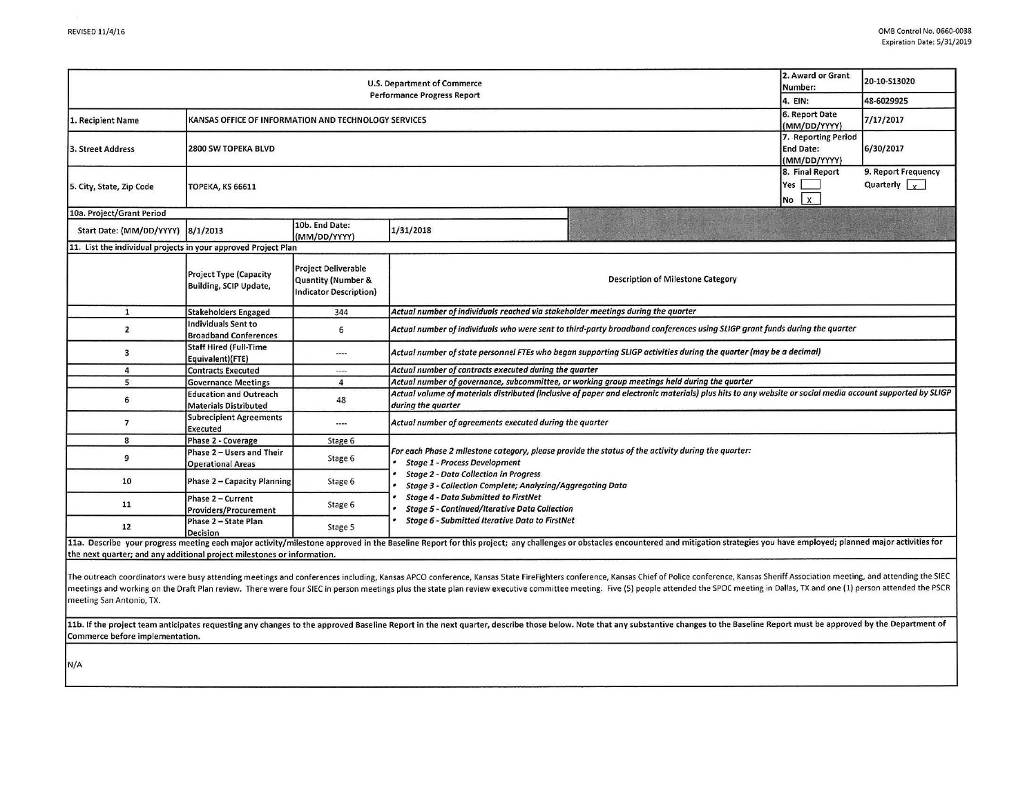REVISED 11/4/16

OMB Control No. 0660-0038
Expiration Date: 5/31/2019

| U.S. Department of Commerce Performance Progress Report | | | | 2. Award or Grant Number: | 20-10-S13020 |
|---|---|---|---|---|---|
| | | | | 4. EIN: | 48-6029925 |
| 1. Recipient Name | KANSAS OFFICE OF INFORMATION AND TECHNOLOGY SERVICES | | | 6. Report Date (MM/DD/YYYY) | 7/17/2017 |
| 3. Street Address | 2800 SW TOPEKA BLVD | | | 7. Reporting Period End Date: (MM/DD/YYYY) | 6/30/2017 |
| 5. City, State, Zip Code | TOPEKA, KS 66611 | | | 8. Final Report Yes [ ] No [X] | 9. Report Frequency Quarterly [X] |
| 10a. Project/Grant Period | | | | | |
| Start Date: (MM/DD/YYYY) | 8/1/2013 | 10b. End Date: (MM/DD/YYYY) | 1/31/2018 | | |

**11. List the individual projects in your approved Project Plan**

| | Project Type (Capacity Building, SCIP Update, | Project Deliverable Quantity (Number & Indicator Description) | Description of Milestone Category |
|---|---|---|---|
| 1 | Stakeholders Engaged | 344 | *Actual number of individuals reached via stakeholder meetings during the quarter* |
| 2 | Individuals Sent to Broadband Conferences | 6 | *Actual number of individuals who were sent to third-party broadband conferences using SLIGP grant funds during the quarter* |
| 3 | Staff Hired (Full-Time Equivalent)(FTE) | ---- | *Actual number of state personnel FTEs who began supporting SLIGP activities during the quarter (may be a decimal)* |
| 4 | Contracts Executed | ---- | *Actual number of contracts executed during the quarter* |
| 5 | Governance Meetings | 4 | *Actual number of governance, subcommittee, or working group meetings held during the quarter* |
| 6 | Education and Outreach Materials Distributed | 48 | *Actual volume of materials distributed (inclusive of paper and electronic materials) plus hits to any website or social media account supported by SLIGP during the quarter* |
| 7 | Subrecipient Agreements Executed | ---- | *Actual number of agreements executed during the quarter* |
| 8 | Phase 2 - Coverage | Stage 6 | *For each Phase 2 milestone category, please provide the status of the activity during the quarter:* • *Stage 1 - Process Development* • *Stage 2 - Data Collection in Progress* • *Stage 3 - Collection Complete; Analyzing/Aggregating Data* • *Stage 4 - Data Submitted to FirstNet* • *Stage 5 - Continued/Iterative Data Collection* • *Stage 6 - Submitted Iterative Data to FirstNet* |
| 9 | Phase 2 – Users and Their Operational Areas | Stage 6 | |
| 10 | Phase 2 – Capacity Planning | Stage 6 | |
| 11 | Phase 2 – Current Providers/Procurement | Stage 6 | |
| 12 | Phase 2 – State Plan Decision | Stage 5 | |

**11a. Describe your progress meeting each major activity/milestone approved in the Baseline Report for this project; any challenges or obstacles encountered and mitigation strategies you have employed; planned major activities for the next quarter; and any additional project milestones or information.**

The outreach coordinators were busy attending meetings and conferences including, Kansas APCO conference, Kansas State FireFighters conference, Kansas Chief of Police conference, Kansas Sheriff Association meeting, and attending the SIEC meetings and working on the Draft Plan review. There were four SIEC in person meetings plus the state plan review executive committee meeting. Five (5) people attended the SPOC meeting in Dallas, TX and one (1) person attended the PSCR meeting San Antonio, TX.

**11b. If the project team anticipates requesting any changes to the approved Baseline Report in the next quarter, describe those below. Note that any substantive changes to the Baseline Report must be approved by the Department of Commerce before implementation.**

N/A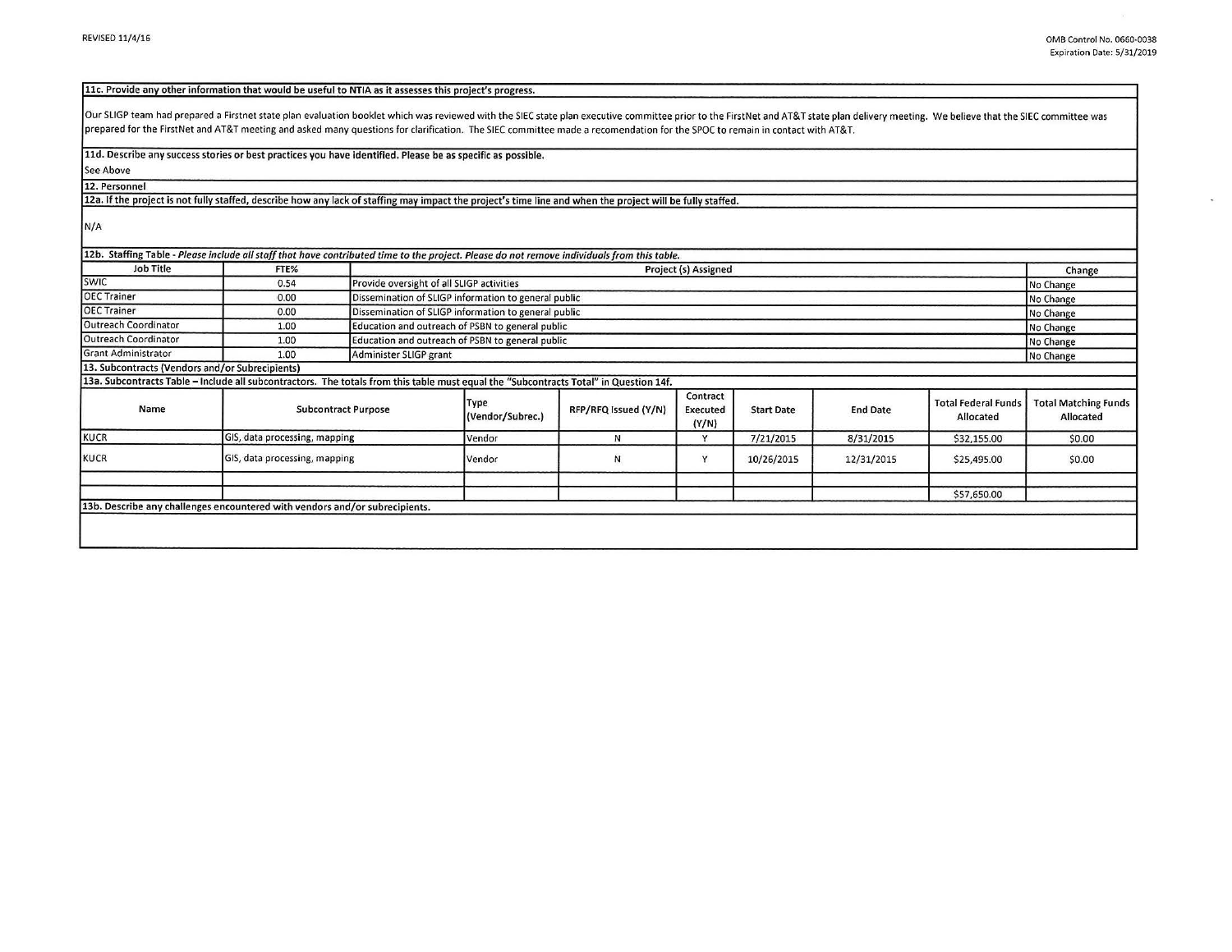**11c. Provide any other information that would be useful to NTIA as it assesses this project's progress.**

Our SLIGP team had prepared a Firstnet state plan evaluation booklet which was reviewed with the SIEC state plan executive committee prior to the FirstNet and AT&T state plan delivery meeting. We believe that the SIEC committee was prepared for the FirstNet and AT&T meeting and asked many questions for clarification. The SIEC committee made a recomendation for the SPOC to remain in contact with AT&T.

**11d. Describe any success stories or best practices you have identified. Please be as specific as possible.**

See Above

**12. Personnel**

**12a. If the project is not fully staffed, describe how any lack of staffing may impact the project's time line and when the project will be fully staffed.**

N/A

**12b. Staffing Table** - *Please include all staff that have contributed time to the project. Please do not remove individuals from this table.*

| Job Title | FTE% | Project (s) Assigned | Change |
|---|---|---|---|
| SWIC | 0.54 | Provide oversight of all SLIGP activities | No Change |
| OEC Trainer | 0.00 | Dissemination of SLIGP information to general public | No Change |
| OEC Trainer | 0.00 | Dissemination of SLIGP information to general public | No Change |
| Outreach Coordinator | 1.00 | Education and outreach of PSBN to general public | No Change |
| Outreach Coordinator | 1.00 | Education and outreach of PSBN to general public | No Change |
| Grant Administrator | 1.00 | Administer SLIGP grant | No Change |

**13. Subcontracts (Vendors and/or Subrecipients)**

**13a. Subcontracts Table – Include all subcontractors. The totals from this table must equal the "Subcontracts Total" in Question 14f.**

| Name | Subcontract Purpose | Type (Vendor/Subrec.) | RFP/RFQ Issued (Y/N) | Contract Executed (Y/N) | Start Date | End Date | Total Federal Funds Allocated | Total Matching Funds Allocated |
|---|---|---|---|---|---|---|---|---|
| KUCR | GIS, data processing, mapping | Vendor | N | Y | 7/21/2015 | 8/31/2015 | $32,155.00 | $0.00 |
| KUCR | GIS, data processing, mapping | Vendor | N | Y | 10/26/2015 | 12/31/2015 | $25,495.00 | $0.00 |
| | | | | | | | | |
| | | | | | | | $57,650.00 | |

**13b. Describe any challenges encountered with vendors and/or subrecipients.**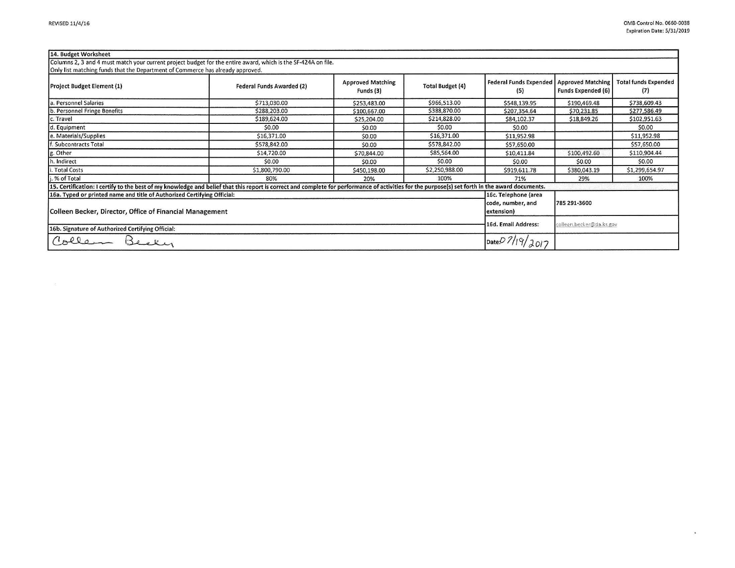| 14. Budget Worksheet | | | | | | |
|---|---|---|---|---|---|---|
| Columns 2, 3 and 4 must match your current project budget for the entire award, which is the SF-424A on file. Only list matching funds that the Department of Commerce has already approved. | | | | | | |
| Project Budget Element (1) | Federal Funds Awarded (2) | Approved Matching Funds (3) | Total Budget (4) | Federal Funds Expended (5) | Approved Matching Funds Expended (6) | Total funds Expended (7) |
| a. Personnel Salaries | $713,030.00 | $253,483.00 | $966,513.00 | $548,139.95 | $190,469.48 | $738,609.43 |
| b. Personnel Fringe Benefits | $288,203.00 | $100,667.00 | $388,870.00 | $207,354.64 | $70,231.85 | $277,586.49 |
| c. Travel | $189,624.00 | $25,204.00 | $214,828.00 | $84,102.37 | $18,849.26 | $102,951.63 |
| d. Equipment | $0.00 | $0.00 | $0.00 | $0.00 | | $0.00 |
| e. Materials/Supplies | $16,371.00 | $0.00 | $16,371.00 | $11,952.98 | | $11,952.98 |
| f. Subcontracts Total | $578,842.00 | $0.00 | $578,842.00 | $57,650.00 | | $57,650.00 |
| g. Other | $14,720.00 | $70,844.00 | $85,564.00 | $10,411.84 | $100,492.60 | $110,904.44 |
| h. Indirect | $0.00 | $0.00 | $0.00 | $0.00 | $0.00 | $0.00 |
| i. Total Costs | $1,800,790.00 | $450,198.00 | $2,250,988.00 | $919,611.78 | $380,043.19 | $1,299,654.97 |
| j. % of Total | 80% | 20% | 100% | 71% | 29% | 100% |

**15. Certification: I certify to the best of my knowledge and belief that this report is correct and complete for performance of activities for the purpose(s) set forth in the award documents.**

| 16a. Typed or printed name and title of Authorized Certifying Official: | 16c. Telephone (area code, number, and extension) | |
|---|---|---|
| Colleen Becker, Director, Office of Financial Management | | 785 291-3600 |
| 16b. Signature of Authorized Certifying Official: | 16d. Email Address: | colleen.becker@da.ks.gov |
| Colleen Becker | Date: 07/19/2017 | |